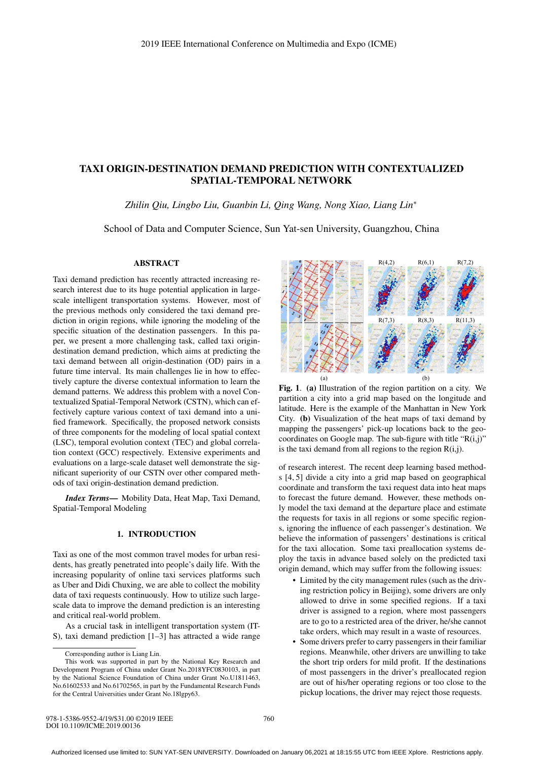# TAXI ORIGIN-DESTINATION DEMAND PREDICTION WITH CONTEXTUALIZED SPATIAL-TEMPORAL NETWORK

*Zhilin Qiu, Lingbo Liu, Guanbin Li, Qing Wang, Nong Xiao, Liang Lin**

School of Data and Computer Science, Sun Yat-sen University, Guangzhou, China

## ABSTRACT

Taxi demand prediction has recently attracted increasing research interest due to its huge potential application in large-scale intelligent transportation systems. However, most of the previous methods only considered the taxi demand prediction in origin regions, while ignoring the modeling of the specific situation of the destination passengers. In this paper, we present a more challenging task, called taxi origin-destination demand prediction, which aims at predicting the taxi demand between all origin-destination (OD) pairs in a future time interval. Its main challenges lie in how to effectively capture the diverse contextual information to learn the demand patterns. We address this problem with a novel Contextualized Spatial-Temporal Network (CSTN), which can effectively capture various context of taxi demand into a unified framework. Specifically, the proposed network consists of three components for the modeling of local spatial context (LSC), temporal evolution context (TEC) and global correlation context (GCC) respectively. Extensive experiments and evaluations on a large-scale dataset well demonstrate the significant superiority of our CSTN over other compared methods of taxi origin-destination demand prediction.

***Index Terms***— Mobility Data, Heat Map, Taxi Demand, Spatial-Temporal Modeling

## 1. INTRODUCTION

Taxi as one of the most common travel modes for urban residents, has greatly penetrated into people's daily life. With the increasing popularity of online taxi services platforms such as Uber and Didi Chuxing, we are able to collect the mobility data of taxi requests continuously. How to utilize such large-scale data to improve the demand prediction is an interesting and critical real-world problem.

As a crucial task in intelligent transportation system (ITS), taxi demand prediction [1–3] has attracted a wide range of research interest. The recent deep learning based methods [4, 5] divide a city into a grid map based on geographical coordinate and transform the taxi request data into heat maps to forecast the future demand. However, these methods only model the taxi demand at the departure place and estimate the requests for taxis in all regions or some specific regions, ignoring the influence of each passenger's destination. We believe the information of passengers' destinations is critical for the taxi allocation. Some taxi preallocation systems deploy the taxis in advance based solely on the predicted taxi origin demand, which may suffer from the following issues:

- Limited by the city management rules (such as the driving restriction policy in Beijing), some drivers are only allowed to drive in some specified regions. If a taxi driver is assigned to a region, where most passengers are to go to a restricted area of the driver, he/she cannot take orders, which may result in a waste of resources.
- Some drivers prefer to carry passengers in their familiar regions. Meanwhile, other drivers are unwilling to take the short trip orders for mild profit. If the destinations of most passengers in the driver's preallocated region are out of his/her operating regions or too close to the pickup locations, the driver may reject those requests.

**Fig. 1**. **(a)** Illustration of the region partition on a city. We partition a city into a grid map based on the longitude and latitude. Here is the example of the Manhattan in New York City. **(b)** Visualization of the heat maps of taxi demand by mapping the passengers' pick-up locations back to the geo-coordinates on Google map. The sub-figure with title "R(i,j)" is the taxi demand from all regions to the region R(i,j).

Corresponding author is Liang Lin.

This work was supported in part by the National Key Research and Development Program of China under Grant No.2018YFC0830103, in part by the National Science Foundation of China under Grant No.U1811463, No.61602533 and No.61702565, in part by the Fundamental Research Funds for the Central Universities under Grant No.18lgpy63.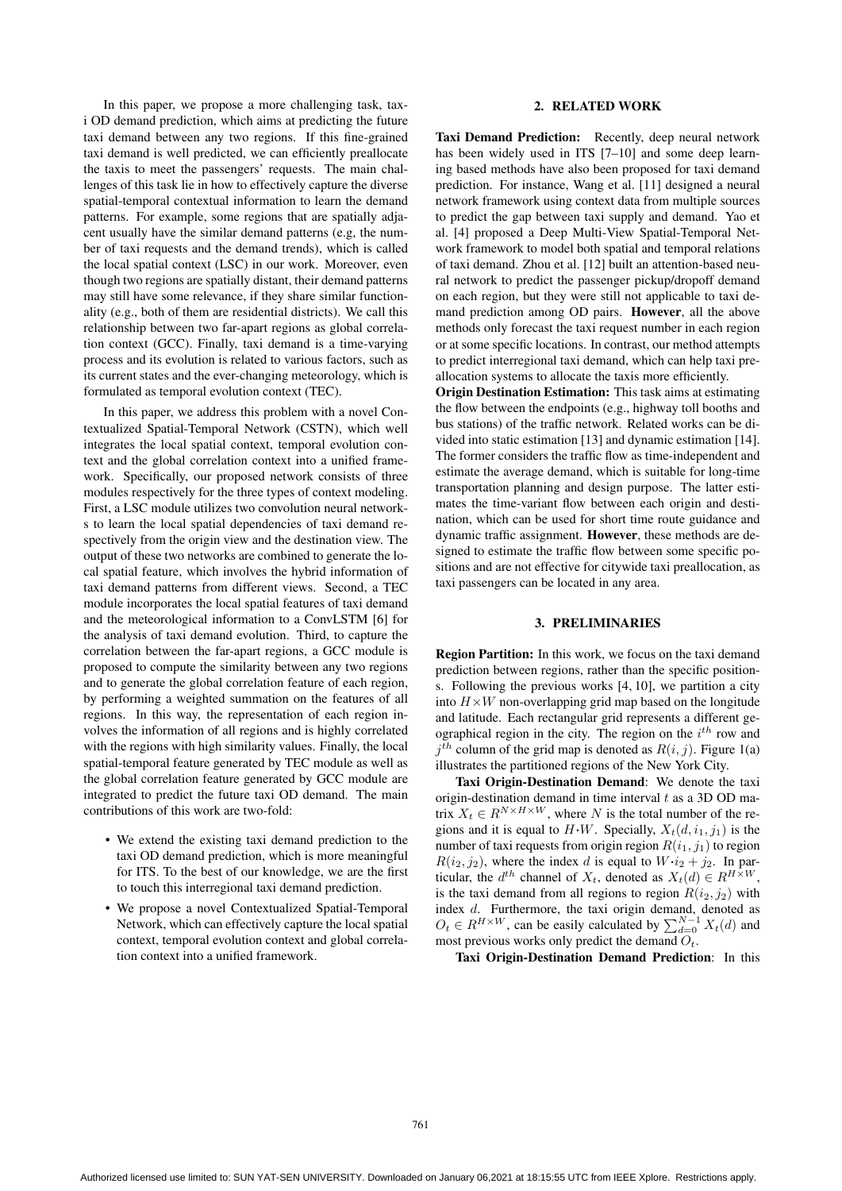In this paper, we propose a more challenging task, taxi OD demand prediction, which aims at predicting the future taxi demand between any two regions. If this fine-grained taxi demand is well predicted, we can efficiently preallocate the taxis to meet the passengers' requests. The main challenges of this task lie in how to effectively capture the diverse spatial-temporal contextual information to learn the demand patterns. For example, some regions that are spatially adjacent usually have the similar demand patterns (e.g, the number of taxi requests and the demand trends), which is called the local spatial context (LSC) in our work. Moreover, even though two regions are spatially distant, their demand patterns may still have some relevance, if they share similar functionality (e.g., both of them are residential districts). We call this relationship between two far-apart regions as global correlation context (GCC). Finally, taxi demand is a time-varying process and its evolution is related to various factors, such as its current states and the ever-changing meteorology, which is formulated as temporal evolution context (TEC).

In this paper, we address this problem with a novel Contextualized Spatial-Temporal Network (CSTN), which well integrates the local spatial context, temporal evolution context and the global correlation context into a unified framework. Specifically, our proposed network consists of three modules respectively for the three types of context modeling. First, a LSC module utilizes two convolution neural networks to learn the local spatial dependencies of taxi demand respectively from the origin view and the destination view. The output of these two networks are combined to generate the local spatial feature, which involves the hybrid information of taxi demand patterns from different views. Second, a TEC module incorporates the local spatial features of taxi demand and the meteorological information to a ConvLSTM [6] for the analysis of taxi demand evolution. Third, to capture the correlation between the far-apart regions, a GCC module is proposed to compute the similarity between any two regions and to generate the global correlation feature of each region, by performing a weighted summation on the features of all regions. In this way, the representation of each region involves the information of all regions and is highly correlated with the regions with high similarity values. Finally, the local spatial-temporal feature generated by TEC module as well as the global correlation feature generated by GCC module are integrated to predict the future taxi OD demand. The main contributions of this work are two-fold:

- We extend the existing taxi demand prediction to the taxi OD demand prediction, which is more meaningful for ITS. To the best of our knowledge, we are the first to touch this interregional taxi demand prediction.
- We propose a novel Contextualized Spatial-Temporal Network, which can effectively capture the local spatial context, temporal evolution context and global correlation context into a unified framework.

## 2. RELATED WORK

**Taxi Demand Prediction:** Recently, deep neural network has been widely used in ITS [7–10] and some deep learning based methods have also been proposed for taxi demand prediction. For instance, Wang et al. [11] designed a neural network framework using context data from multiple sources to predict the gap between taxi supply and demand. Yao et al. [4] proposed a Deep Multi-View Spatial-Temporal Network framework to model both spatial and temporal relations of taxi demand. Zhou et al. [12] built an attention-based neural network to predict the passenger pickup/dropoff demand on each region, but they were still not applicable to taxi demand prediction among OD pairs. **However**, all the above methods only forecast the taxi request number in each region or at some specific locations. In contrast, our method attempts to predict interregional taxi demand, which can help taxi preallocation systems to allocate the taxis more efficiently.

**Origin Destination Estimation:** This task aims at estimating the flow between the endpoints (e.g., highway toll booths and bus stations) of the traffic network. Related works can be divided into static estimation [13] and dynamic estimation [14]. The former considers the traffic flow as time-independent and estimate the average demand, which is suitable for long-time transportation planning and design purpose. The latter estimates the time-variant flow between each origin and destination, which can be used for short time route guidance and dynamic traffic assignment. **However**, these methods are designed to estimate the traffic flow between some specific positions and are not effective for citywide taxi preallocation, as taxi passengers can be located in any area.

## 3. PRELIMINARIES

**Region Partition:** In this work, we focus on the taxi demand prediction between regions, rather than the specific positions. Following the previous works [4, 10], we partition a city into $H \times W$ non-overlapping grid map based on the longitude and latitude. Each rectangular grid represents a different geographical region in the city. The region on the $i^{th}$ row and $j^{th}$ column of the grid map is denoted as $R(i, j)$. Figure 1(a) illustrates the partitioned regions of the New York City.

**Taxi Origin-Destination Demand**: We denote the taxi origin-destination demand in time interval $t$ as a 3D OD matrix $X_t \in R^{N \times H \times W}$, where $N$ is the total number of the regions and it is equal to $H \cdot W$. Specially, $X_t(d, i_1, j_1)$ is the number of taxi requests from origin region $R(i_1, j_1)$ to region $R(i_2, j_2)$, where the index $d$ is equal to $W \cdot i_2 + j_2$. In particular, the $d^{th}$ channel of $X_t$, denoted as $X_t(d) \in R^{H \times W}$, is the taxi demand from all regions to region $R(i_2, j_2)$ with index $d$. Furthermore, the taxi origin demand, denoted as $O_t \in R^{H \times W}$, can be easily calculated by $\sum_{d=0}^{N-1} X_t(d)$ and most previous works only predict the demand $O_t$.

**Taxi Origin-Destination Demand Prediction**: In this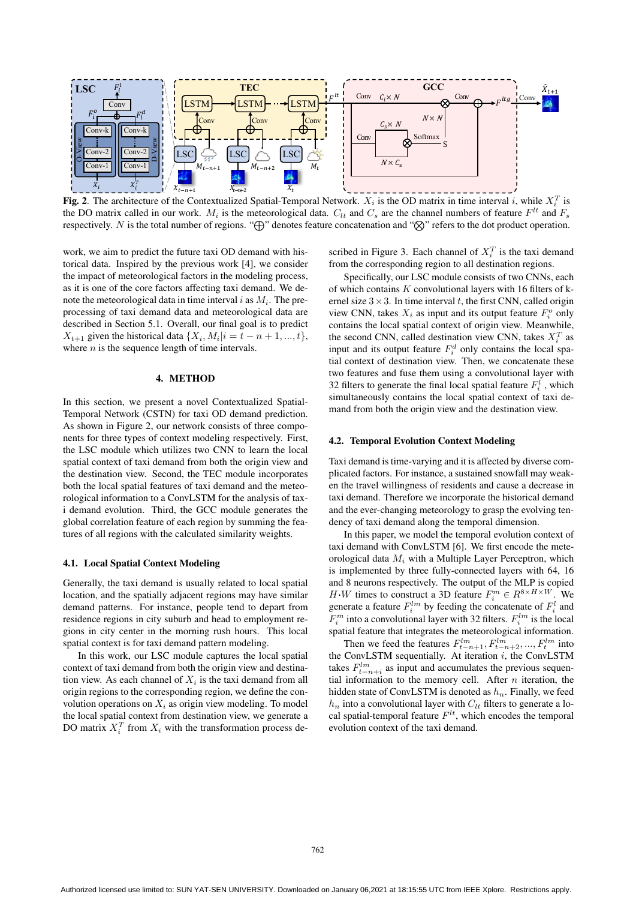**Fig. 2**. The architecture of the Contextualized Spatial-Temporal Network. $X_i$ is the OD matrix in time interval $i$, while $X_i^T$ is the DO matrix called in our work. $M_i$ is the meteorological data. $C_{lt}$ and $C_s$ are the channel numbers of feature $F^{lt}$ and $F_s$ respectively. $N$ is the total number of regions. "$\bigoplus$" denotes feature concatenation and "$\bigotimes$" refers to the dot product operation.

work, we aim to predict the future taxi OD demand with historical data. Inspired by the previous work [4], we consider the impact of meteorological factors in the modeling process, as it is one of the core factors affecting taxi demand. We denote the meteorological data in time interval $i$ as $M_i$. The preprocessing of taxi demand data and meteorological data are described in Section 5.1. Overall, our final goal is to predict $X_{t+1}$ given the historical data $\{X_i, M_i | i = t-n+1, ..., t\}$, where $n$ is the sequence length of time intervals.

## 4. METHOD

In this section, we present a novel Contextualized Spatial-Temporal Network (CSTN) for taxi OD demand prediction. As shown in Figure 2, our network consists of three components for three types of context modeling respectively. First, the LSC module which utilizes two CNN to learn the local spatial context of taxi demand from both the origin view and the destination view. Second, the TEC module incorporates both the local spatial features of taxi demand and the meteorological information to a ConvLSTM for the analysis of taxi demand evolution. Third, the GCC module generates the global correlation feature of each region by summing the features of all regions with the calculated similarity weights.

### 4.1. Local Spatial Context Modeling

Generally, the taxi demand is usually related to local spatial location, and the spatially adjacent regions may have similar demand patterns. For instance, people tend to depart from residence regions in city suburb and head to employment regions in city center in the morning rush hours. This local spatial context is for taxi demand pattern modeling.

In this work, our LSC module captures the local spatial context of taxi demand from both the origin view and destination view. As each channel of $X_i$ is the taxi demand from all origin regions to the corresponding region, we define the convolution operations on $X_i$ as origin view modeling. To model the local spatial context from destination view, we generate a DO matrix $X_i^T$ from $X_i$ with the transformation process described in Figure 3. Each channel of $X_i^T$ is the taxi demand from the corresponding region to all destination regions.

Specifically, our LSC module consists of two CNNs, each of which contains $K$ convolutional layers with 16 filters of kernel size $3 \times 3$. In time interval $t$, the first CNN, called origin view CNN, takes $X_i$ as input and its output feature $F_i^o$ only contains the local spatial context of origin view. Meanwhile, the second CNN, called destination view CNN, takes $X_i^T$ as input and its output feature $F_i^d$ only contains the local spatial context of destination view. Then, we concatenate these two features and fuse them using a convolutional layer with 32 filters to generate the final local spatial feature $F_i^l$, which simultaneously contains the local spatial context of taxi demand from both the origin view and the destination view.

### 4.2. Temporal Evolution Context Modeling

Taxi demand is time-varying and it is affected by diverse complicated factors. For instance, a sustained snowfall may weaken the travel willingness of residents and cause a decrease in taxi demand. Therefore we incorporate the historical demand and the ever-changing meteorology to grasp the evolving tendency of taxi demand along the temporal dimension.

In this paper, we model the temporal evolution context of taxi demand with ConvLSTM [6]. We first encode the meteorological data $M_i$ with a Multiple Layer Perceptron, which is implemented by three fully-connected layers with 64, 16 and 8 neurons respectively. The output of the MLP is copied $H{\cdot}W$ times to construct a 3D feature $F_i^m \in R^{8 \times H \times W}$. We generate a feature $F_i^{lm}$ by feeding the concatenate of $F_i^l$ and $F_i^m$ into a convolutional layer with 32 filters. $F_i^{lm}$ is the local spatial feature that integrates the meteorological information.

Then we feed the features $F_{t-n+1}^{lm}, F_{t-n+2}^{lm}, ..., F_t^{lm}$ into the ConvLSTM sequentially. At iteration $i$, the ConvLSTM takes $F_{t-n+i}^{lm}$ as input and accumulates the previous sequential information to the memory cell. After $n$ iteration, the hidden state of ConvLSTM is denoted as $h_n$. Finally, we feed $h_n$ into a convolutional layer with $C_{lt}$ filters to generate a local spatial-temporal feature $F^{lt}$, which encodes the temporal evolution context of the taxi demand.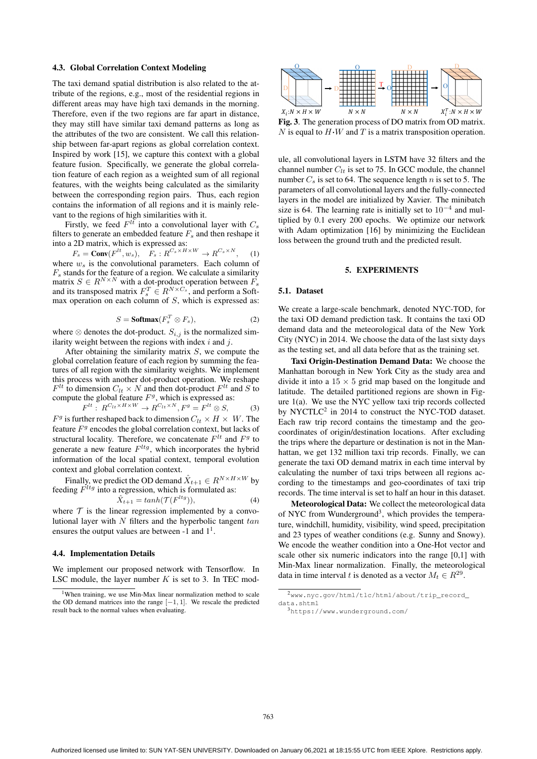### 4.3. Global Correlation Context Modeling

The taxi demand spatial distribution is also related to the attribute of the regions, e.g., most of the residential regions in different areas may have high taxi demands in the morning. Therefore, even if the two regions are far apart in distance, they may still have similar taxi demand patterns as long as the attributes of the two are consistent. We call this relationship between far-apart regions as global correlation context. Inspired by work [15], we capture this context with a global feature fusion. Specifically, we generate the global correlation feature of each region as a weighted sum of all regional features, with the weights being calculated as the similarity between the corresponding region pairs. Thus, each region contains the information of all regions and it is mainly relevant to the regions of high similarities with it.

Firstly, we feed $F^{lt}$ into a convolutional layer with $C_s$ filters to generate an embedded feature $F_s$ and then reshape it into a 2D matrix, which is expressed as:

$$F_s = \mathbf{Conv}(F^{lt}, w_s), \quad F_s : R^{C_s \times H \times W} \rightarrow R^{C_s \times N}, \quad (1)$$

where $w_s$ is the convolutional parameters. Each column of $F_s$ stands for the feature of a region. We calculate a similarity matrix $S \in R^{N \times N}$ with a dot-product operation between $F_s$ and its transposed matrix $F_s^T \in R^{N \times C_s}$, and perform a Softmax operation on each column of $S$, which is expressed as:

$$S = \mathbf{Softmax}(F_s^T \otimes F_s), \quad (2)$$

where $\otimes$ denotes the dot-product. $S_{i,j}$ is the normalized similarity weight between the regions with index $i$ and $j$.

After obtaining the similarity matrix $S$, we compute the global correlation feature of each region by summing the features of all region with the similarity weights. We implement this process with another dot-product operation. We reshape $F^{lt}$ to dimension $C_{lt} \times N$ and then dot-product $F^{lt}$ and $S$ to compute the global feature $F^g$, which is expressed as:

$$F^{lt} : R^{C_{lt} \times H \times W} \rightarrow R^{C_{lt} \times N}, F^g = F^{lt} \otimes S, \quad (3)$$

$F^g$ is further reshaped back to dimension $C_{lt} \times H \times W$. The feature $F^g$ encodes the global correlation context, but lacks of structural locality. Therefore, we concatenate $F^{lt}$ and $F^g$ to generate a new feature $F^{ltg}$, which incorporates the hybrid information of the local spatial context, temporal evolution context and global correlation context.

Finally, we predict the OD demand $\hat{X}_{t+1} \in R^{N \times H \times W}$ by feeding $F^{ltg}$ into a regression, which is formulated as:

$$\hat{X}_{t+1} = tanh(\mathcal{T}(F^{ltg})), \quad (4)$$

where $\mathcal{T}$ is the linear regression implemented by a convolutional layer with $N$ filters and the hyperbolic tangent $tan$ ensures the output values are between -1 and 1[1].

### 4.4. Implementation Details

We implement our proposed network with Tensorflow. In LSC module, the layer number $K$ is set to 3. In TEC module, all convolutional layers in LSTM have 32 filters and the channel number $C_{lt}$ is set to 75. In GCC module, the channel number $C_s$ is set to 64. The sequence length $n$ is set to 5. The parameters of all convolutional layers and the fully-connected layers in the model are initialized by Xavier. The minibatch size is 64. The learning rate is initially set to $10^{-4}$ and multiplied by 0.1 every 200 epochs. We optimize our network with Adam optimization [16] by minimizing the Euclidean loss between the ground truth and the predicted result.

[1]When training, we use Min-Max linear normalization method to scale the OD demand matrices into the range $[-1, 1]$. We rescale the predicted result back to the normal values when evaluating.

**Fig. 3**. The generation process of DO matrix from OD matrix. $N$ is equal to $H \cdot W$ and $T$ is a matrix transposition operation.

## 5. EXPERIMENTS

### 5.1. Dataset

We create a large-scale benchmark, denoted NYC-TOD, for the taxi OD demand prediction task. It contains the taxi OD demand data and the meteorological data of the New York City (NYC) in 2014. We choose the data of the last sixty days as the testing set, and all data before that as the training set.

**Taxi Origin-Destination Demand Data:** We choose the Manhattan borough in New York City as the study area and divide it into a $15 \times 5$ grid map based on the longitude and latitude. The detailed partitioned regions are shown in Figure 1(a). We use the NYC yellow taxi trip records collected by NYCTLC[2] in 2014 to construct the NYC-TOD dataset. Each raw trip record contains the timestamp and the geo-coordinates of origin/destination locations. After excluding the trips where the departure or destination is not in the Manhattan, we get 132 million taxi trip records. Finally, we can generate the taxi OD demand matrix in each time interval by calculating the number of taxi trips between all regions according to the timestamps and geo-coordinates of taxi trip records. The time interval is set to half an hour in this dataset.

**Meteorological Data:** We collect the meteorological data of NYC from Wunderground[3], which provides the temperature, windchill, humidity, visibility, wind speed, precipitation and 23 types of weather conditions (e.g. Sunny and Snowy). We encode the weather condition into a One-Hot vector and scale other six numeric indicators into the range [0,1] with Min-Max linear normalization. Finally, the meteorological data in time interval $t$ is denoted as a vector $M_t \in R^{29}$.

[2]www.nyc.gov/html/tlc/html/about/trip_record_data.shtml

[3]https://www.wunderground.com/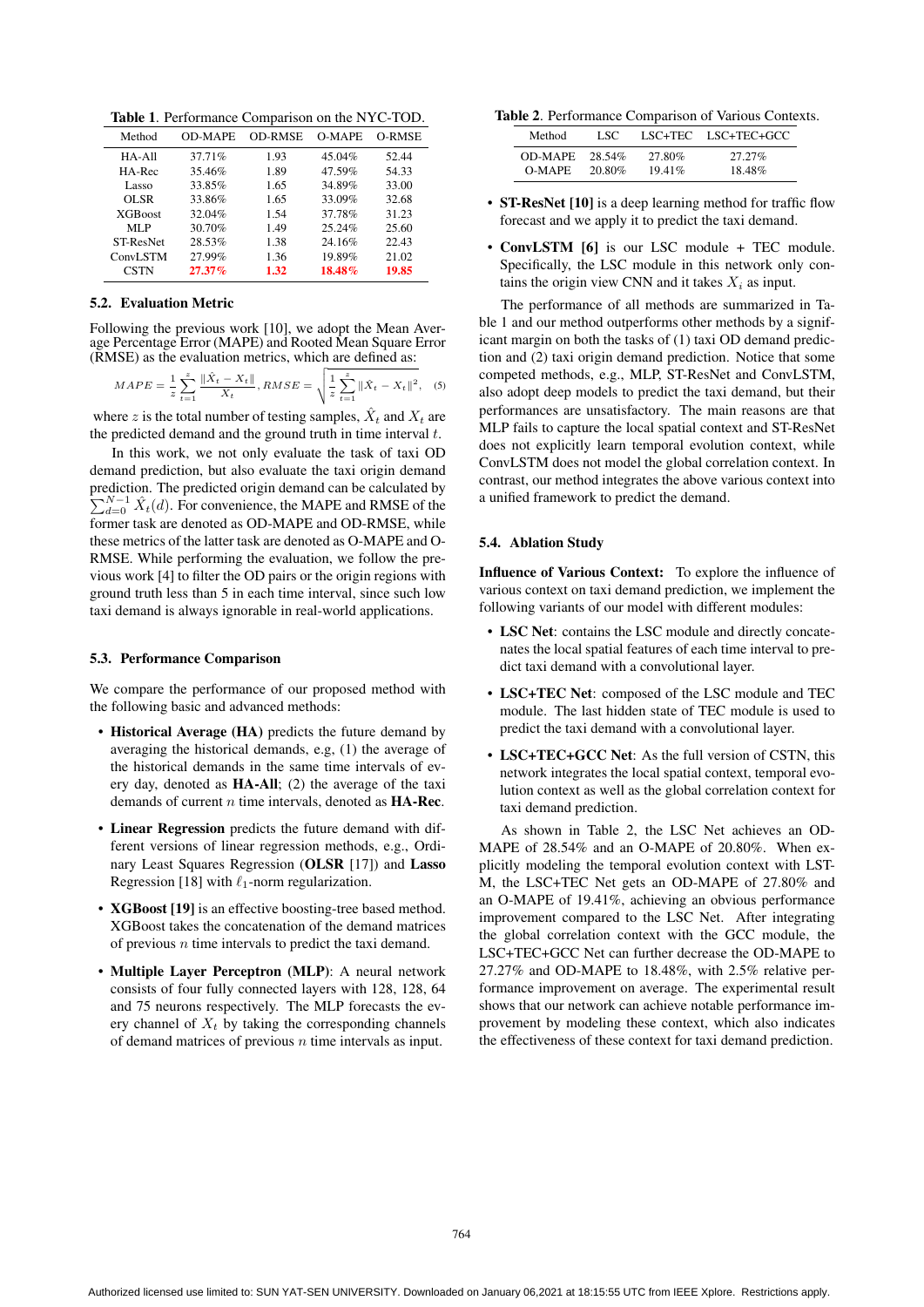Table 1. Performance Comparison on the NYC-TOD.

| Method | OD-MAPE | OD-RMSE | O-MAPE | O-RMSE |
|---|---|---|---|---|
| HA-All | 37.71% | 1.93 | 45.04% | 52.44 |
| HA-Rec | 35.46% | 1.89 | 47.59% | 54.33 |
| Lasso | 33.85% | 1.65 | 34.89% | 33.00 |
| OLSR | 33.86% | 1.65 | 33.09% | 32.68 |
| XGBoost | 32.04% | 1.54 | 37.78% | 31.23 |
| MLP | 30.70% | 1.49 | 25.24% | 25.60 |
| ST-ResNet | 28.53% | 1.38 | 24.16% | 22.43 |
| ConvLSTM | 27.99% | 1.36 | 19.89% | 21.02 |
| CSTN | **27.37%** | **1.32** | **18.48%** | **19.85** |

### 5.2. Evaluation Metric

Following the previous work [10], we adopt the Mean Average Percentage Error (MAPE) and Rooted Mean Square Error (RMSE) as the evaluation metrics, which are defined as:

$$MAPE = \frac{1}{z}\sum_{t=1}^{z}\frac{\|\hat{X}_t - X_t\|}{X_t}, RMSE = \sqrt{\frac{1}{z}\sum_{t=1}^{z}\|\hat{X}_t - X_t\|^2}, \quad (5)$$

where $z$ is the total number of testing samples, $\hat{X}_t$ and $X_t$ are the predicted demand and the ground truth in time interval $t$.

In this work, we not only evaluate the task of taxi OD demand prediction, but also evaluate the taxi origin demand prediction. The predicted origin demand can be calculated by $\sum_{d=0}^{N-1} \hat{X}_t(d)$. For convenience, the MAPE and RMSE of the former task are denoted as OD-MAPE and OD-RMSE, while these metrics of the latter task are denoted as O-MAPE and O-RMSE. While performing the evaluation, we follow the previous work [4] to filter the OD pairs or the origin regions with ground truth less than 5 in each time interval, since such low taxi demand is always ignorable in real-world applications.

### 5.3. Performance Comparison

We compare the performance of our proposed method with the following basic and advanced methods:

- **Historical Average (HA)** predicts the future demand by averaging the historical demands, e.g, (1) the average of the historical demands in the same time intervals of every day, denoted as **HA-All**; (2) the average of the taxi demands of current $n$ time intervals, denoted as **HA-Rec**.
- **Linear Regression** predicts the future demand with different versions of linear regression methods, e.g., Ordinary Least Squares Regression (**OLSR** [17]) and **Lasso** Regression [18] with $\ell_1$-norm regularization.
- **XGBoost [19]** is an effective boosting-tree based method. XGBoost takes the concatenation of the demand matrices of previous $n$ time intervals to predict the taxi demand.
- **Multiple Layer Perceptron (MLP)**: A neural network consists of four fully connected layers with 128, 128, 64 and 75 neurons respectively. The MLP forecasts the every channel of $X_t$ by taking the corresponding channels of demand matrices of previous $n$ time intervals as input.

Table 2. Performance Comparison of Various Contexts.

| Method | LSC | LSC+TEC | LSC+TEC+GCC |
|---|---|---|---|
| OD-MAPE | 28.54% | 27.80% | 27.27% |
| O-MAPE | 20.80% | 19.41% | 18.48% |

- **ST-ResNet [10]** is a deep learning method for traffic flow forecast and we apply it to predict the taxi demand.
- **ConvLSTM [6]** is our LSC module + TEC module. Specifically, the LSC module in this network only contains the origin view CNN and it takes $X_i$ as input.

The performance of all methods are summarized in Table 1 and our method outperforms other methods by a significant margin on both the tasks of (1) taxi OD demand prediction and (2) taxi origin demand prediction. Notice that some competed methods, e.g., MLP, ST-ResNet and ConvLSTM, also adopt deep models to predict the taxi demand, but their performances are unsatisfactory. The main reasons are that MLP fails to capture the local spatial context and ST-ResNet does not explicitly learn temporal evolution context, while ConvLSTM does not model the global correlation context. In contrast, our method integrates the above various context into a unified framework to predict the demand.

### 5.4. Ablation Study

**Influence of Various Context:** To explore the influence of various context on taxi demand prediction, we implement the following variants of our model with different modules:

- **LSC Net**: contains the LSC module and directly concatenates the local spatial features of each time interval to predict taxi demand with a convolutional layer.
- **LSC+TEC Net**: composed of the LSC module and TEC module. The last hidden state of TEC module is used to predict the taxi demand with a convolutional layer.
- **LSC+TEC+GCC Net**: As the full version of CSTN, this network integrates the local spatial context, temporal evolution context as well as the global correlation context for taxi demand prediction.

As shown in Table 2, the LSC Net achieves an OD-MAPE of 28.54% and an O-MAPE of 20.80%. When explicitly modeling the temporal evolution context with LSTM, the LSC+TEC Net gets an OD-MAPE of 27.80% and an O-MAPE of 19.41%, achieving an obvious performance improvement compared to the LSC Net. After integrating the global correlation context with the GCC module, the LSC+TEC+GCC Net can further decrease the OD-MAPE to 27.27% and OD-MAPE to 18.48%, with 2.5% relative performance improvement on average. The experimental result shows that our network can achieve notable performance improvement by modeling these context, which also indicates the effectiveness of these context for taxi demand prediction.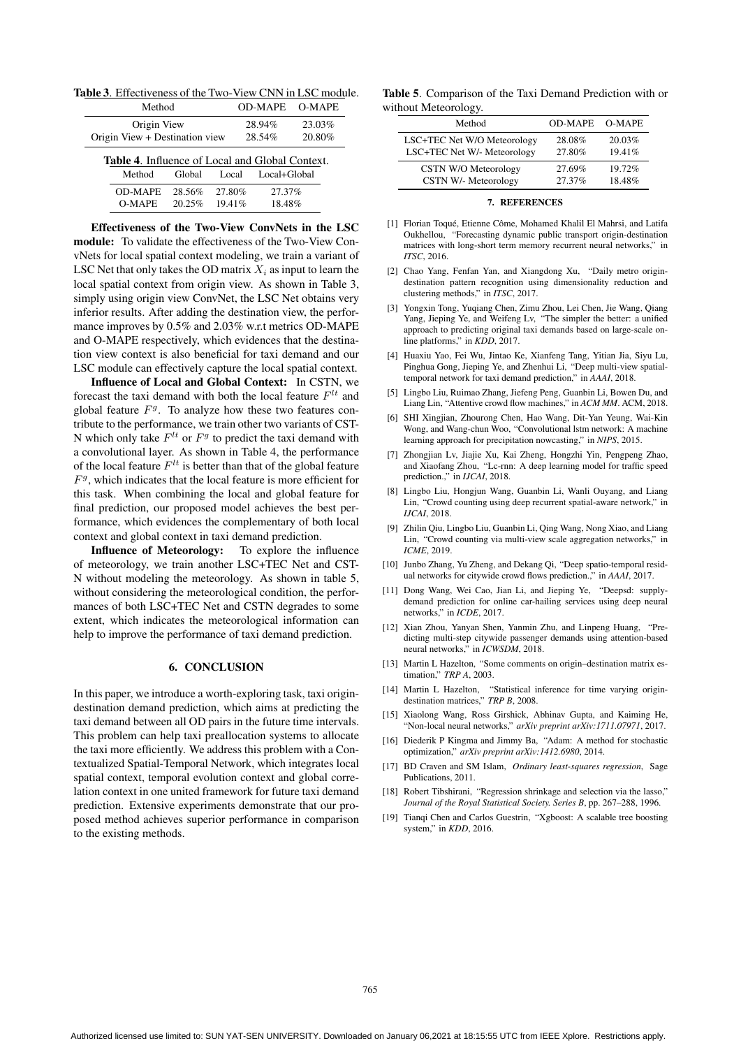**Table 3**. Effectiveness of the Two-View CNN in LSC module.

| Method | OD-MAPE | O-MAPE |
|---|---|---|
| Origin View | 28.94% | 23.03% |
| Origin View + Destination view | 28.54% | 20.80% |

**Table 4**. Influence of Local and Global Context.

| Method | Global | Local | Local+Global |
|---|---|---|---|
| OD-MAPE | 28.56% | 27.80% | 27.37% |
| O-MAPE | 20.25% | 19.41% | 18.48% |

**Effectiveness of the Two-View ConvNets in the LSC module:** To validate the effectiveness of the Two-View ConvNets for local spatial context modeling, we train a variant of LSC Net that only takes the OD matrix $X_i$ as input to learn the local spatial context from origin view. As shown in Table 3, simply using origin view ConvNet, the LSC Net obtains very inferior results. After adding the destination view, the performance improves by 0.5% and 2.03% w.r.t metrics OD-MAPE and O-MAPE respectively, which evidences that the destination view context is also beneficial for taxi demand and our LSC module can effectively capture the local spatial context.

**Influence of Local and Global Context:** In CSTN, we forecast the taxi demand with both the local feature $F^{lt}$ and global feature $F^g$. To analyze how these two features contribute to the performance, we train other two variants of CST-N which only take $F^{lt}$ or $F^g$ to predict the taxi demand with a convolutional layer. As shown in Table 4, the performance of the local feature $F^{lt}$ is better than that of the global feature $F^g$, which indicates that the local feature is more efficient for this task. When combining the local and global feature for final prediction, our proposed model achieves the best performance, which evidences the complementary of both local context and global context in taxi demand prediction.

**Influence of Meteorology:** To explore the influence of meteorology, we train another LSC+TEC Net and CST-N without modeling the meteorology. As shown in table 5, without considering the meteorological condition, the performances of both LSC+TEC Net and CSTN degrades to some extent, which indicates the meteorological information can help to improve the performance of taxi demand prediction.

## 6. CONCLUSION

In this paper, we introduce a worth-exploring task, taxi origin-destination demand prediction, which aims at predicting the taxi demand between all OD pairs in the future time intervals. This problem can help taxi preallocation systems to allocate the taxi more efficiently. We address this problem with a Contextualized Spatial-Temporal Network, which integrates local spatial context, temporal evolution context and global correlation context in one united framework for future taxi demand prediction. Extensive experiments demonstrate that our proposed method achieves superior performance in comparison to the existing methods.

**Table 5**. Comparison of the Taxi Demand Prediction with or without Meteorology.

| Method | OD-MAPE | O-MAPE |
|---|---|---|
| LSC+TEC Net W/O Meteorology | 28.08% | 20.03% |
| LSC+TEC Net W/- Meteorology | 27.80% | 19.41% |
| CSTN W/O Meteorology | 27.69% | 19.72% |
| CSTN W/- Meteorology | 27.37% | 18.48% |

## 7. REFERENCES

[1] Florian Toqué, Etienne Côme, Mohamed Khalil El Mahrsi, and Latifa Oukhellou, "Forecasting dynamic public transport origin-destination matrices with long-short term memory recurrent neural networks," in *ITSC*, 2016.

[2] Chao Yang, Fenfan Yan, and Xiangdong Xu, "Daily metro origin-destination pattern recognition using dimensionality reduction and clustering methods," in *ITSC*, 2017.

[3] Yongxin Tong, Yuqiang Chen, Zimu Zhou, Lei Chen, Jie Wang, Qiang Yang, Jieping Ye, and Weifeng Lv, "The simpler the better: a unified approach to predicting original taxi demands based on large-scale online platforms," in *KDD*, 2017.

[4] Huaxiu Yao, Fei Wu, Jintao Ke, Xianfeng Tang, Yitian Jia, Siyu Lu, Pinghua Gong, Jieping Ye, and Zhenhui Li, "Deep multi-view spatial-temporal network for taxi demand prediction," in *AAAI*, 2018.

[5] Lingbo Liu, Ruimao Zhang, Jiefeng Peng, Guanbin Li, Bowen Du, and Liang Lin, "Attentive crowd flow machines," in *ACM MM*. ACM, 2018.

[6] SHI Xingjian, Zhourong Chen, Hao Wang, Dit-Yan Yeung, Wai-Kin Wong, and Wang-chun Woo, "Convolutional lstm network: A machine learning approach for precipitation nowcasting," in *NIPS*, 2015.

[7] Zhongjian Lv, Jiajie Xu, Kai Zheng, Hongzhi Yin, Pengpeng Zhao, and Xiaofang Zhou, "Lc-rnn: A deep learning model for traffic speed prediction.," in *IJCAI*, 2018.

[8] Lingbo Liu, Hongjun Wang, Guanbin Li, Wanli Ouyang, and Liang Lin, "Crowd counting using deep recurrent spatial-aware network," in *IJCAI*, 2018.

[9] Zhilin Qiu, Lingbo Liu, Guanbin Li, Qing Wang, Nong Xiao, and Liang Lin, "Crowd counting via multi-view scale aggregation networks," in *ICME*, 2019.

[10] Junbo Zhang, Yu Zheng, and Dekang Qi, "Deep spatio-temporal residual networks for citywide crowd flows prediction.," in *AAAI*, 2017.

[11] Dong Wang, Wei Cao, Jian Li, and Jieping Ye, "Deepsd: supply-demand prediction for online car-hailing services using deep neural networks," in *ICDE*, 2017.

[12] Xian Zhou, Yanyan Shen, Yanmin Zhu, and Linpeng Huang, "Predicting multi-step citywide passenger demands using attention-based neural networks," in *ICWSDM*, 2018.

[13] Martin L Hazelton, "Some comments on origin–destination matrix estimation," *TRP A*, 2003.

[14] Martin L Hazelton, "Statistical inference for time varying origin-destination matrices," *TRP B*, 2008.

[15] Xiaolong Wang, Ross Girshick, Abhinav Gupta, and Kaiming He, "Non-local neural networks," *arXiv preprint arXiv:1711.07971*, 2017.

[16] Diederik P Kingma and Jimmy Ba, "Adam: A method for stochastic optimization," *arXiv preprint arXiv:1412.6980*, 2014.

[17] BD Craven and SM Islam, *Ordinary least-squares regression*, Sage Publications, 2011.

[18] Robert Tibshirani, "Regression shrinkage and selection via the lasso," *Journal of the Royal Statistical Society. Series B*, pp. 267–288, 1996.

[19] Tianqi Chen and Carlos Guestrin, "Xgboost: A scalable tree boosting system," in *KDD*, 2016.